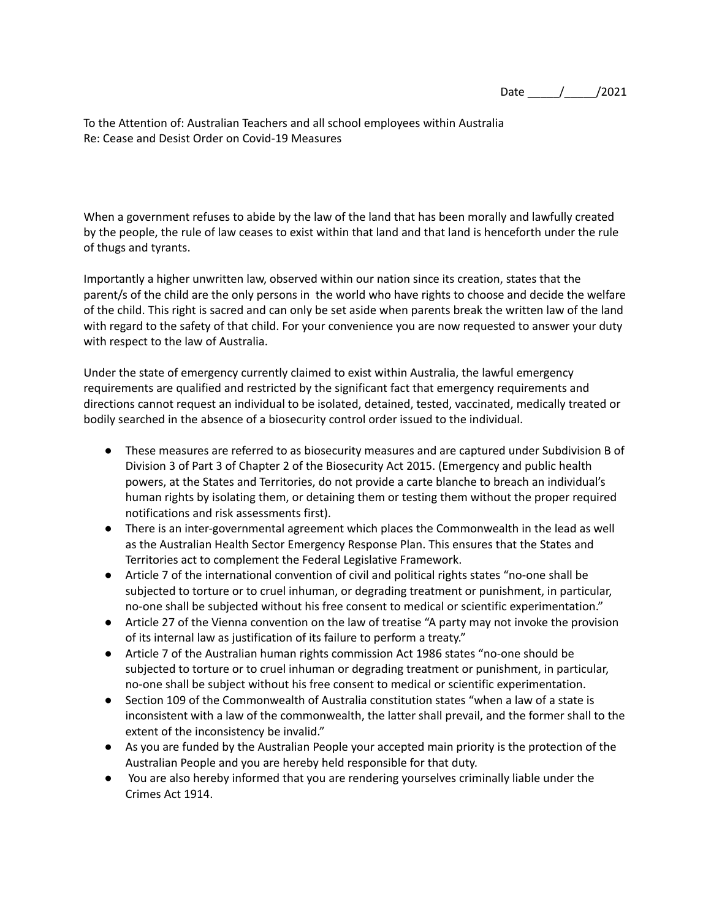Date _____/_____/2021

To the Attention of: Australian Teachers and all school employees within Australia
Re: Cease and Desist Order on Covid-19 Measures

When a government refuses to abide by the law of the land that has been morally and lawfully created by the people, the rule of law ceases to exist within that land and that land is henceforth under the rule of thugs and tyrants.

Importantly a higher unwritten law, observed within our nation since its creation, states that the parent/s of the child are the only persons in the world who have rights to choose and decide the welfare of the child. This right is sacred and can only be set aside when parents break the written law of the land with regard to the safety of that child. For your convenience you are now requested to answer your duty with respect to the law of Australia.

Under the state of emergency currently claimed to exist within Australia, the lawful emergency requirements are qualified and restricted by the significant fact that emergency requirements and directions cannot request an individual to be isolated, detained, tested, vaccinated, medically treated or bodily searched in the absence of a biosecurity control order issued to the individual.

- These measures are referred to as biosecurity measures and are captured under Subdivision B of Division 3 of Part 3 of Chapter 2 of the Biosecurity Act 2015. (Emergency and public health powers, at the States and Territories, do not provide a carte blanche to breach an individual's human rights by isolating them, or detaining them or testing them without the proper required notifications and risk assessments first).
- There is an inter-governmental agreement which places the Commonwealth in the lead as well as the Australian Health Sector Emergency Response Plan. This ensures that the States and Territories act to complement the Federal Legislative Framework.
- Article 7 of the international convention of civil and political rights states "no-one shall be subjected to torture or to cruel inhuman, or degrading treatment or punishment, in particular, no-one shall be subjected without his free consent to medical or scientific experimentation."
- Article 27 of the Vienna convention on the law of treatise "A party may not invoke the provision of its internal law as justification of its failure to perform a treaty."
- Article 7 of the Australian human rights commission Act 1986 states "no-one should be subjected to torture or to cruel inhuman or degrading treatment or punishment, in particular, no-one shall be subject without his free consent to medical or scientific experimentation.
- Section 109 of the Commonwealth of Australia constitution states "when a law of a state is inconsistent with a law of the commonwealth, the latter shall prevail, and the former shall to the extent of the inconsistency be invalid."
- As you are funded by the Australian People your accepted main priority is the protection of the Australian People and you are hereby held responsible for that duty.
- You are also hereby informed that you are rendering yourselves criminally liable under the Crimes Act 1914.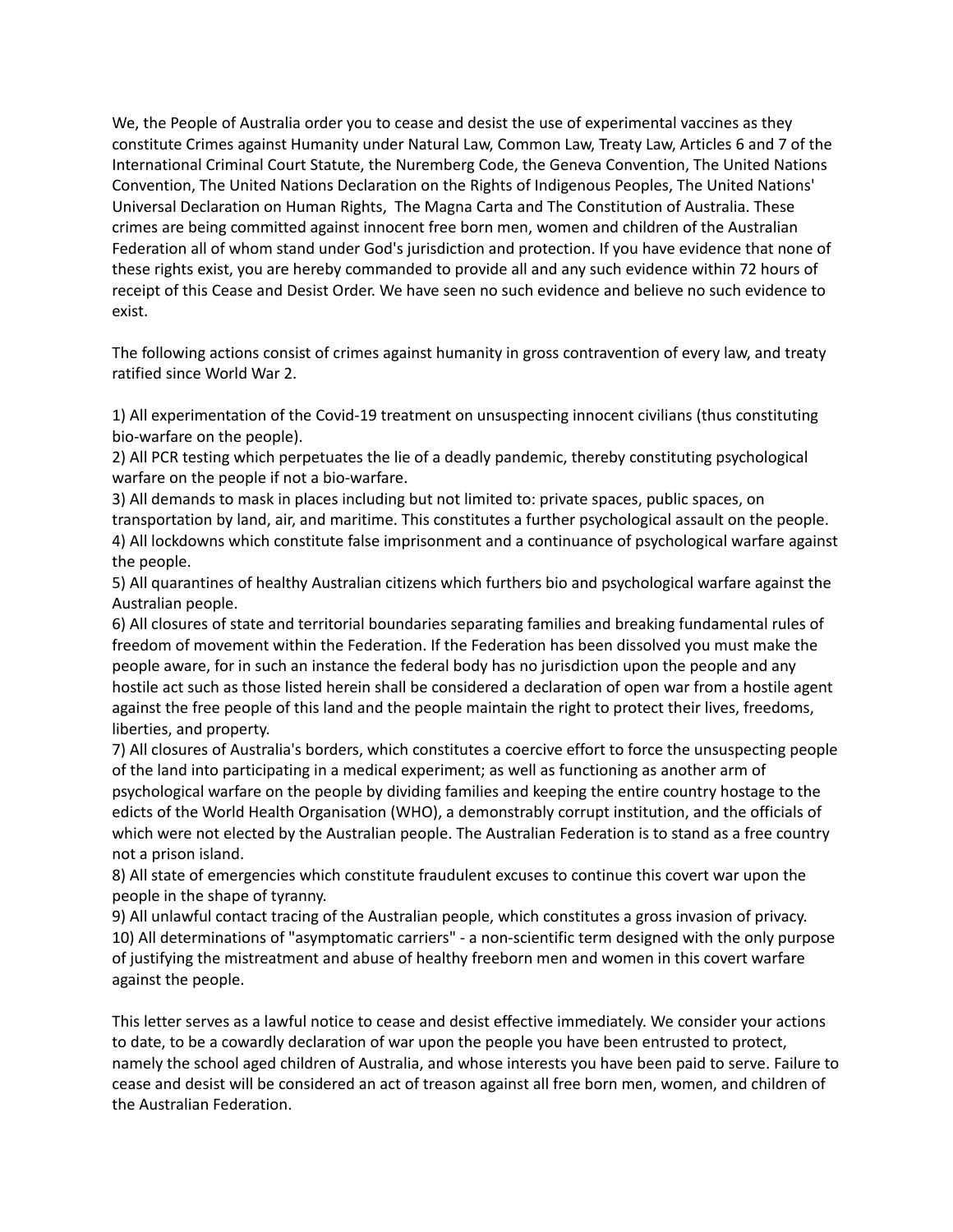We, the People of Australia order you to cease and desist the use of experimental vaccines as they constitute Crimes against Humanity under Natural Law, Common Law, Treaty Law, Articles 6 and 7 of the International Criminal Court Statute, the Nuremberg Code, the Geneva Convention, The United Nations Convention, The United Nations Declaration on the Rights of Indigenous Peoples, The United Nations' Universal Declaration on Human Rights, The Magna Carta and The Constitution of Australia. These crimes are being committed against innocent free born men, women and children of the Australian Federation all of whom stand under God's jurisdiction and protection. If you have evidence that none of these rights exist, you are hereby commanded to provide all and any such evidence within 72 hours of receipt of this Cease and Desist Order. We have seen no such evidence and believe no such evidence to exist.

The following actions consist of crimes against humanity in gross contravention of every law, and treaty ratified since World War 2.

1) All experimentation of the Covid-19 treatment on unsuspecting innocent civilians (thus constituting bio-warfare on the people).
2) All PCR testing which perpetuates the lie of a deadly pandemic, thereby constituting psychological warfare on the people if not a bio-warfare.
3) All demands to mask in places including but not limited to: private spaces, public spaces, on transportation by land, air, and maritime. This constitutes a further psychological assault on the people.
4) All lockdowns which constitute false imprisonment and a continuance of psychological warfare against the people.
5) All quarantines of healthy Australian citizens which furthers bio and psychological warfare against the Australian people.
6) All closures of state and territorial boundaries separating families and breaking fundamental rules of freedom of movement within the Federation. If the Federation has been dissolved you must make the people aware, for in such an instance the federal body has no jurisdiction upon the people and any hostile act such as those listed herein shall be considered a declaration of open war from a hostile agent against the free people of this land and the people maintain the right to protect their lives, freedoms, liberties, and property.
7) All closures of Australia's borders, which constitutes a coercive effort to force the unsuspecting people of the land into participating in a medical experiment; as well as functioning as another arm of psychological warfare on the people by dividing families and keeping the entire country hostage to the edicts of the World Health Organisation (WHO), a demonstrably corrupt institution, and the officials of which were not elected by the Australian people. The Australian Federation is to stand as a free country not a prison island.
8) All state of emergencies which constitute fraudulent excuses to continue this covert war upon the people in the shape of tyranny.
9) All unlawful contact tracing of the Australian people, which constitutes a gross invasion of privacy.
10) All determinations of "asymptomatic carriers" - a non-scientific term designed with the only purpose of justifying the mistreatment and abuse of healthy freeborn men and women in this covert warfare against the people.

This letter serves as a lawful notice to cease and desist effective immediately. We consider your actions to date, to be a cowardly declaration of war upon the people you have been entrusted to protect, namely the school aged children of Australia, and whose interests you have been paid to serve. Failure to cease and desist will be considered an act of treason against all free born men, women, and children of the Australian Federation.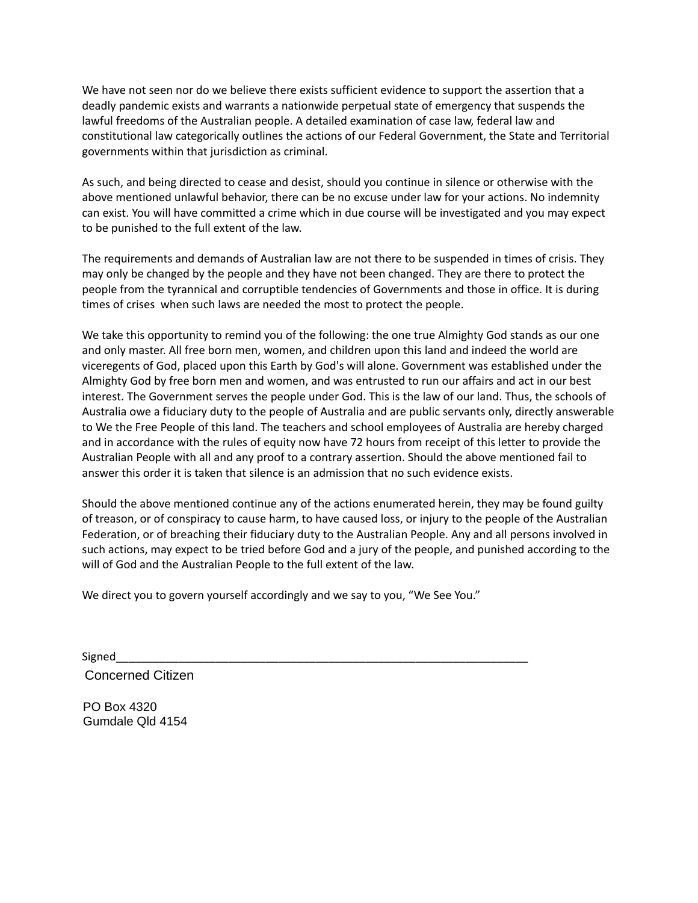We have not seen nor do we believe there exists sufficient evidence to support the assertion that a deadly pandemic exists and warrants a nationwide perpetual state of emergency that suspends the lawful freedoms of the Australian people. A detailed examination of case law, federal law and constitutional law categorically outlines the actions of our Federal Government, the State and Territorial governments within that jurisdiction as criminal.

As such, and being directed to cease and desist, should you continue in silence or otherwise with the above mentioned unlawful behavior, there can be no excuse under law for your actions. No indemnity can exist. You will have committed a crime which in due course will be investigated and you may expect to be punished to the full extent of the law.

The requirements and demands of Australian law are not there to be suspended in times of crisis. They may only be changed by the people and they have not been changed. They are there to protect the people from the tyrannical and corruptible tendencies of Governments and those in office. It is during times of crises  when such laws are needed the most to protect the people.

We take this opportunity to remind you of the following: the one true Almighty God stands as our one and only master. All free born men, women, and children upon this land and indeed the world are viceregents of God, placed upon this Earth by God's will alone. Government was established under the Almighty God by free born men and women, and was entrusted to run our affairs and act in our best interest. The Government serves the people under God. This is the law of our land. Thus, the schools of Australia owe a fiduciary duty to the people of Australia and are public servants only, directly answerable to We the Free People of this land. The teachers and school employees of Australia are hereby charged and in accordance with the rules of equity now have 72 hours from receipt of this letter to provide the Australian People with all and any proof to a contrary assertion. Should the above mentioned fail to answer this order it is taken that silence is an admission that no such evidence exists.

Should the above mentioned continue any of the actions enumerated herein, they may be found guilty of treason, or of conspiracy to cause harm, to have caused loss, or injury to the people of the Australian Federation, or of breaching their fiduciary duty to the Australian People. Any and all persons involved in such actions, may expect to be tried before God and a jury of the people, and punished according to the will of God and the Australian People to the full extent of the law.

We direct you to govern yourself accordingly and we say to you, “We See You.”

Signed_____________________________________________________________________

Concerned Citizen

PO Box 4320
Gumdale Qld 4154